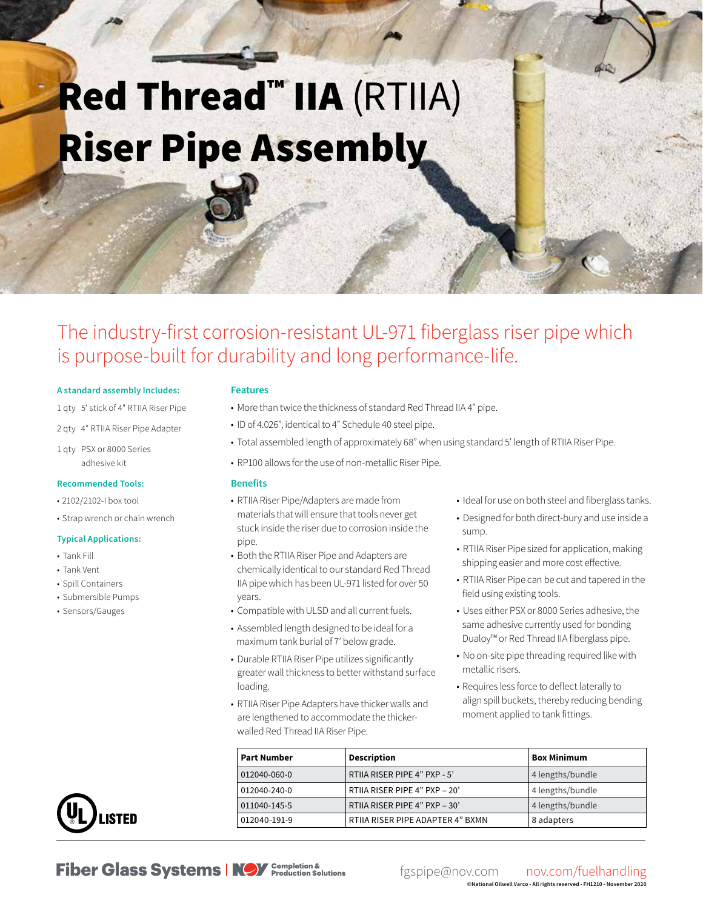# Red Thread™ IIA (RTIIA) Riser Pipe Assembly

The industry-first corrosion-resistant UL-971 fiberglass riser pipe which is purpose-built for durability and long performance-life.

### A standard assembly Includes:

- 1 qty 5' stick of 4" RTIIA Riser Pipe
- 2 qty 4" RTIIA Riser Pipe Adapter
- 1 qty PSX or 8000 Series adhesive kit

### Recommended Tools:

- 2102/2102-I box tool
- Strap wrench or chain wrench

### Typical Applications:

- Tank Fill
- Tank Vent
- Spill Containers
- Submersible Pumps
- Sensors/Gauges

### Features

- More than twice the thickness of standard Red Thread IIA 4" pipe.
- ID of 4.026", identical to 4" Schedule 40 steel pipe.
- Total assembled length of approximately 68" when using standard 5' length of RTIIA Riser Pipe.
- RP100 allows for the use of non-metallic Riser Pipe.

### Benefits

- RTIIA Riser Pipe/Adapters are made from materials that will ensure that tools never get stuck inside the riser due to corrosion inside the pipe.
- Both the RTIIA Riser Pipe and Adapters are chemically identical to our standard Red Thread IIA pipe which has been UL-971 listed for over 50 years.
- Compatible with ULSD and all current fuels.
- Assembled length designed to be ideal for a maximum tank burial of 7' below grade.
- Durable RTIIA Riser Pipe utilizes significantly greater wall thickness to better withstand surface loading.
- RTIIA Riser Pipe Adapters have thicker walls and are lengthened to accommodate the thicker-walled Red Thread IIA Riser Pipe.
- Ideal for use on both steel and fiberglass tanks.
- Designed for both direct-bury and use inside a sump.
- RTIIA Riser Pipe sized for application, making shipping easier and more cost effective.
- RTIIA Riser Pipe can be cut and tapered in the field using existing tools.
- Uses either PSX or 8000 Series adhesive, the same adhesive currently used for bonding Dualoy™ or Red Thread IIA fiberglass pipe.
- No on-site pipe threading required like with metallic risers.
- Requires less force to deflect laterally to align spill buckets, thereby reducing bending moment applied to tank fittings.

| Part Number | Description | Box Minimum |
|---|---|---|
| 012040-060-0 | RTIIA RISER PIPE 4" PXP - 5' | 4 lengths/bundle |
| 012040-240-0 | RTIIA RISER PIPE 4" PXP – 20' | 4 lengths/bundle |
| 011040-145-5 | RTIIA RISER PIPE 4" PXP – 30' | 4 lengths/bundle |
| 012040-191-9 | RTIIA RISER PIPE ADAPTER 4" BXMN | 8 adapters |

UL LISTED

Fiber Glass Systems | NOV Completion & Production Solutions

fgspipe@nov.com nov.com/fuelhandling

©National Oilwell Varco - All rights reserved - FH1210 - November 2020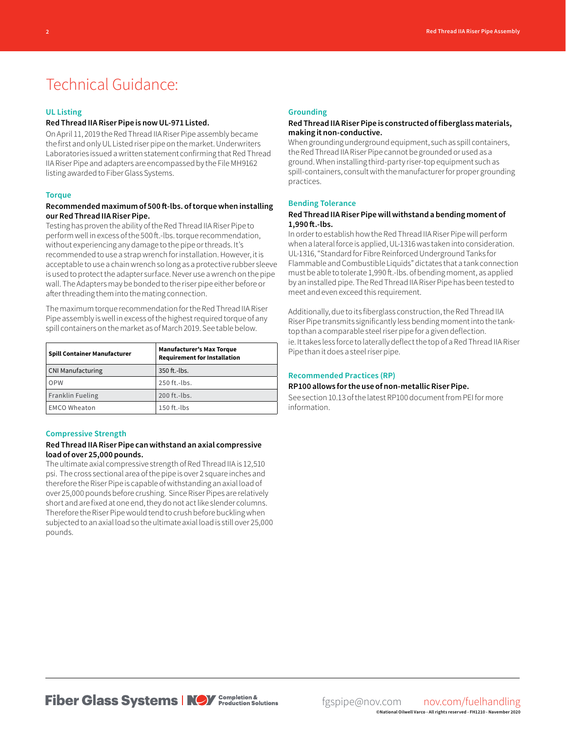# Technical Guidance:

## UL Listing

**Red Thread IIA Riser Pipe is now UL-971 Listed.**

On April 11, 2019 the Red Thread IIA Riser Pipe assembly became the first and only UL Listed riser pipe on the market. Underwriters Laboratories issued a written statement confirming that Red Thread IIA Riser Pipe and adapters are encompassed by the File MH9162 listing awarded to Fiber Glass Systems.

## Torque

**Recommended maximum of 500 ft-lbs. of torque when installing our Red Thread IIA Riser Pipe.**

Testing has proven the ability of the Red Thread IIA Riser Pipe to perform well in excess of the 500 ft.-lbs. torque recommendation, without experiencing any damage to the pipe or threads. It's recommended to use a strap wrench for installation. However, it is acceptable to use a chain wrench so long as a protective rubber sleeve is used to protect the adapter surface. Never use a wrench on the pipe wall. The Adapters may be bonded to the riser pipe either before or after threading them into the mating connection.

The maximum torque recommendation for the Red Thread IIA Riser Pipe assembly is well in excess of the highest required torque of any spill containers on the market as of March 2019. See table below.

| Spill Container Manufacturer | Manufacturer's Max Torque Requirement for Installation |
|---|---|
| CNI Manufacturing | 350 ft.-lbs. |
| OPW | 250 ft.-lbs. |
| Franklin Fueling | 200 ft.-lbs. |
| EMCO Wheaton | 150 ft.-lbs |

## Compressive Strength

**Red Thread IIA Riser Pipe can withstand an axial compressive load of over 25,000 pounds.**

The ultimate axial compressive strength of Red Thread IIA is 12,510 psi. The cross sectional area of the pipe is over 2 square inches and therefore the Riser Pipe is capable of withstanding an axial load of over 25,000 pounds before crushing. Since Riser Pipes are relatively short and are fixed at one end, they do not act like slender columns. Therefore the Riser Pipe would tend to crush before buckling when subjected to an axial load so the ultimate axial load is still over 25,000 pounds.

## Grounding

**Red Thread IIA Riser Pipe is constructed of fiberglass materials, making it non-conductive.**

When grounding underground equipment, such as spill containers, the Red Thread IIA Riser Pipe cannot be grounded or used as a ground. When installing third-party riser-top equipment such as spill-containers, consult with the manufacturer for proper grounding practices.

## Bending Tolerance

**Red Thread IIA Riser Pipe will withstand a bending moment of 1,990 ft.-lbs.**

In order to establish how the Red Thread IIA Riser Pipe will perform when a lateral force is applied, UL-1316 was taken into consideration. UL-1316, "Standard for Fibre Reinforced Underground Tanks for Flammable and Combustible Liquids" dictates that a tank connection must be able to tolerate 1,990 ft.-lbs. of bending moment, as applied by an installed pipe. The Red Thread IIA Riser Pipe has been tested to meet and even exceed this requirement.

Additionally, due to its fiberglass construction, the Red Thread IIA Riser Pipe transmits significantly less bending moment into the tank-top than a comparable steel riser pipe for a given deflection. ie. It takes less force to laterally deflect the top of a Red Thread IIA Riser Pipe than it does a steel riser pipe.

## Recommended Practices (RP)

**RP100 allows for the use of non-metallic Riser Pipe.**

See section 10.13 of the latest RP100 document from PEI for more information.

Fiber Glass Systems | NOV Completion & Production Solutions

fgspipe@nov.com nov.com/fuelhandling

©National Oilwell Varco - All rights reserved - FH1210 - November 2020